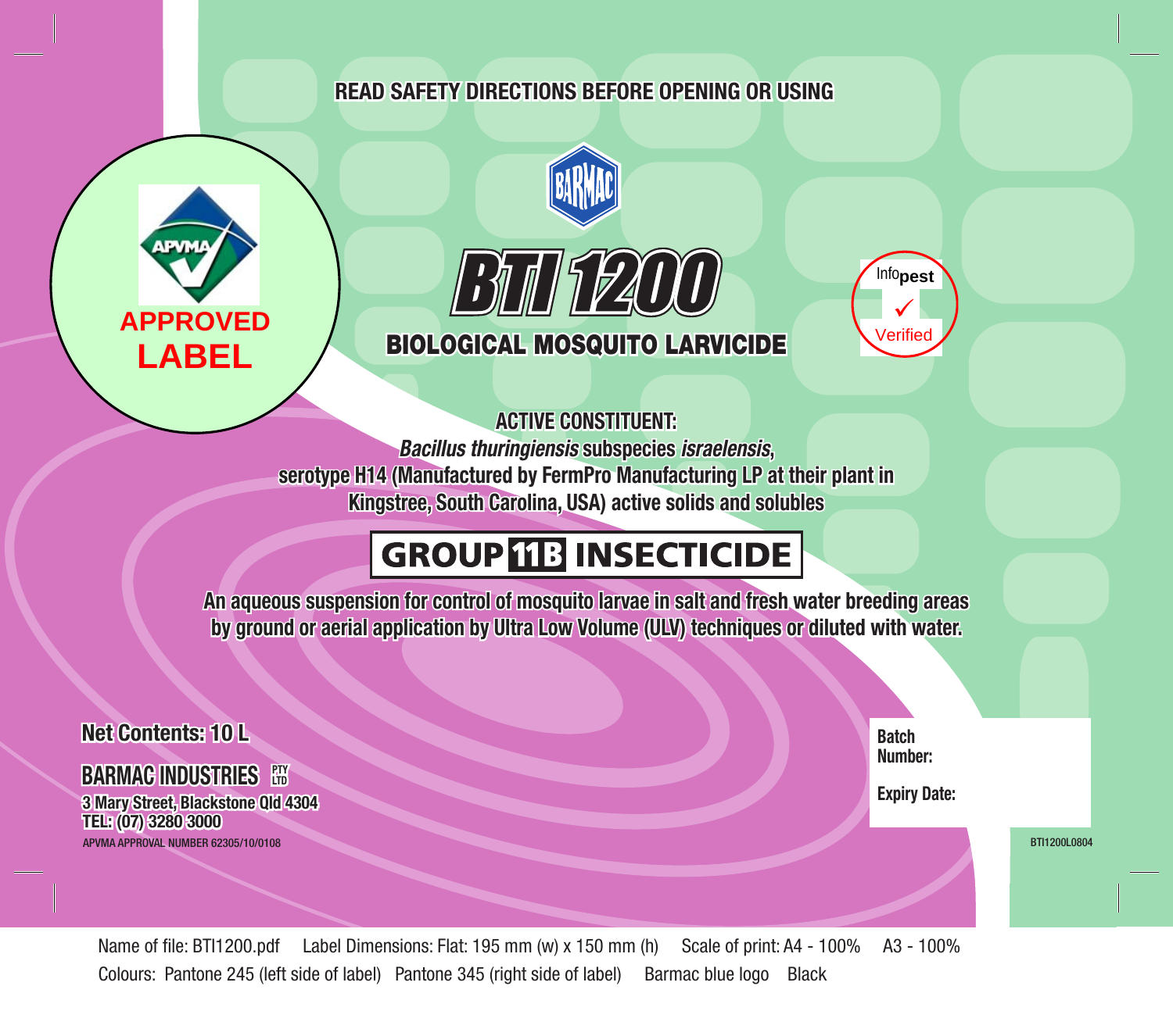READ SAFETY DIRECTIONS BEFORE OPENING OR USING

APVMA

APPROVED LABEL

BARMAC

# BTI 1200

## BIOLOGICAL MOSQUITO LARVICIDE

Infopest ✓ Verified

**ACTIVE CONSTITUENT:**
***Bacillus thuringiensis*** **subspecies** ***israelensis*****,**
**serotype H14 (Manufactured by FermPro Manufacturing LP at their plant in Kingstree, South Carolina, USA) active solids and solubles**

## GROUP 11B INSECTICIDE

**An aqueous suspension for control of mosquito larvae in salt and fresh water breeding areas by ground or aerial application by Ultra Low Volume (ULV) techniques or diluted with water.**

**Net Contents: 10 L**

**BARMAC INDUSTRIES PTY LTD**
**3 Mary Street, Blackstone Qld 4304**
**TEL: (07) 3280 3000**
APVMA APPROVAL NUMBER 62305/10/0108

**Batch Number:**

**Expiry Date:**

BTI1200L0804

Name of file: BTI1200.pdf Label Dimensions: Flat: 195 mm (w) x 150 mm (h) Scale of print: A4 - 100% A3 - 100%
Colours: Pantone 245 (left side of label) Pantone 345 (right side of label) Barmac blue logo Black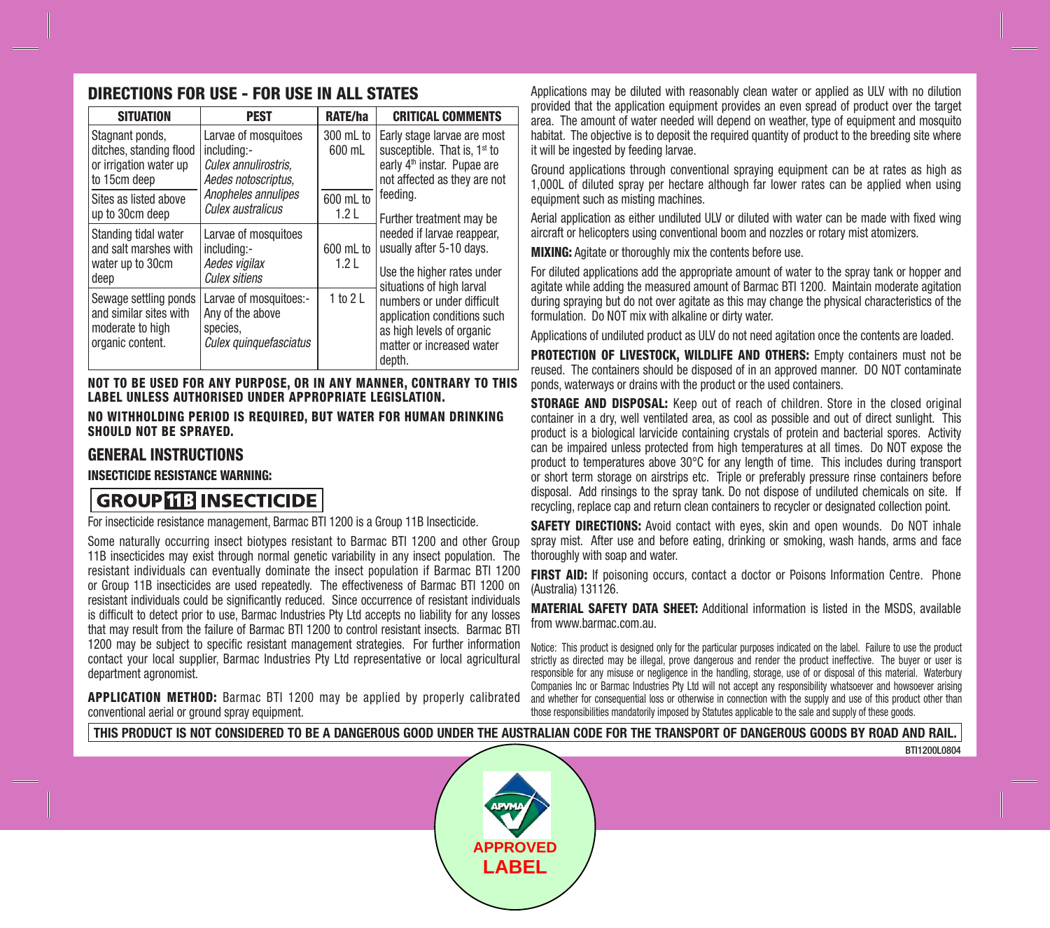## DIRECTIONS FOR USE - FOR USE IN ALL STATES

| SITUATION | PEST | RATE/ha | CRITICAL COMMENTS |
|---|---|---|---|
| Stagnant ponds, ditches, standing flood or irrigation water up to 15cm deep | Larvae of mosquitoes including:- *Culex annulirostris, Aedes notoscriptus, Anopheles annulipes Culex australicus* | 300 mL to 600 mL | Early stage larvae are most susceptible. That is, 1st to early 4th instar. Pupae are not affected as they are not feeding. Further treatment may be needed if larvae reappear, usually after 5-10 days. Use the higher rates under situations of high larval numbers or under difficult application conditions such as high levels of organic matter or increased water depth. |
| Sites as listed above up to 30cm deep | | 600 mL to 1.2 L | |
| Standing tidal water and salt marshes with water up to 30cm deep | Larvae of mosquitoes including:- *Aedes vigilax Culex sitiens* | 600 mL to 1.2 L | |
| Sewage settling ponds and similar sites with moderate to high organic content. | Larvae of mosquitoes:- Any of the above species, *Culex quinquefasciatus* | 1 to 2 L | |

**NOT TO BE USED FOR ANY PURPOSE, OR IN ANY MANNER, CONTRARY TO THIS LABEL UNLESS AUTHORISED UNDER APPROPRIATE LEGISLATION.**

**NO WITHHOLDING PERIOD IS REQUIRED, BUT WATER FOR HUMAN DRINKING SHOULD NOT BE SPRAYED.**

## GENERAL INSTRUCTIONS

**INSECTICIDE RESISTANCE WARNING:**

**GROUP 11B INSECTICIDE**

For insecticide resistance management, Barmac BTI 1200 is a Group 11B Insecticide.

Some naturally occurring insect biotypes resistant to Barmac BTI 1200 and other Group 11B insecticides may exist through normal genetic variability in any insect population. The resistant individuals can eventually dominate the insect population if Barmac BTI 1200 or Group 11B insecticides are used repeatedly. The effectiveness of Barmac BTI 1200 on resistant individuals could be significantly reduced. Since occurrence of resistant individuals is difficult to detect prior to use, Barmac Industries Pty Ltd accepts no liability for any losses that may result from the failure of Barmac BTI 1200 to control resistant insects. Barmac BTI 1200 may be subject to specific resistant management strategies. For further information contact your local supplier, Barmac Industries Pty Ltd representative or local agricultural department agronomist.

**APPLICATION METHOD:** Barmac BTI 1200 may be applied by properly calibrated conventional aerial or ground spray equipment.

Applications may be diluted with reasonably clean water or applied as ULV with no dilution provided that the application equipment provides an even spread of product over the target area. The amount of water needed will depend on weather, type of equipment and mosquito habitat. The objective is to deposit the required quantity of product to the breeding site where it will be ingested by feeding larvae.

Ground applications through conventional spraying equipment can be at rates as high as 1,000L of diluted spray per hectare although far lower rates can be applied when using equipment such as misting machines.

Aerial application as either undiluted ULV or diluted with water can be made with fixed wing aircraft or helicopters using conventional boom and nozzles or rotary mist atomizers.

**MIXING:** Agitate or thoroughly mix the contents before use.

For diluted applications add the appropriate amount of water to the spray tank or hopper and agitate while adding the measured amount of Barmac BTI 1200. Maintain moderate agitation during spraying but do not over agitate as this may change the physical characteristics of the formulation. Do NOT mix with alkaline or dirty water.

Applications of undiluted product as ULV do not need agitation once the contents are loaded.

**PROTECTION OF LIVESTOCK, WILDLIFE AND OTHERS:** Empty containers must not be reused. The containers should be disposed of in an approved manner. DO NOT contaminate ponds, waterways or drains with the product or the used containers.

**STORAGE AND DISPOSAL:** Keep out of reach of children. Store in the closed original container in a dry, well ventilated area, as cool as possible and out of direct sunlight. This product is a biological larvicide containing crystals of protein and bacterial spores. Activity can be impaired unless protected from high temperatures at all times. Do NOT expose the product to temperatures above 30°C for any length of time. This includes during transport or short term storage on airstrips etc. Triple or preferably pressure rinse containers before disposal. Add rinsings to the spray tank. Do not dispose of undiluted chemicals on site. If recycling, replace cap and return clean containers to recycler or designated collection point.

**SAFETY DIRECTIONS:** Avoid contact with eyes, skin and open wounds. Do NOT inhale spray mist. After use and before eating, drinking or smoking, wash hands, arms and face thoroughly with soap and water.

**FIRST AID:** If poisoning occurs, contact a doctor or Poisons Information Centre. Phone (Australia) 131126.

**MATERIAL SAFETY DATA SHEET:** Additional information is listed in the MSDS, available from www.barmac.com.au.

Notice: This product is designed only for the particular purposes indicated on the label. Failure to use the product strictly as directed may be illegal, prove dangerous and render the product ineffective. The buyer or user is responsible for any misuse or negligence in the handling, storage, use of or disposal of this material. Waterbury Companies Inc or Barmac Industries Pty Ltd will not accept any responsibility whatsoever and howsoever arising and whether for consequential loss or otherwise in connection with the supply and use of this product other than those responsibilities mandatorily imposed by Statutes applicable to the sale and supply of these goods.

**THIS PRODUCT IS NOT CONSIDERED TO BE A DANGEROUS GOOD UNDER THE AUSTRALIAN CODE FOR THE TRANSPORT OF DANGEROUS GOODS BY ROAD AND RAIL.**

BTI1200L0804

APVMA APPROVED LABEL